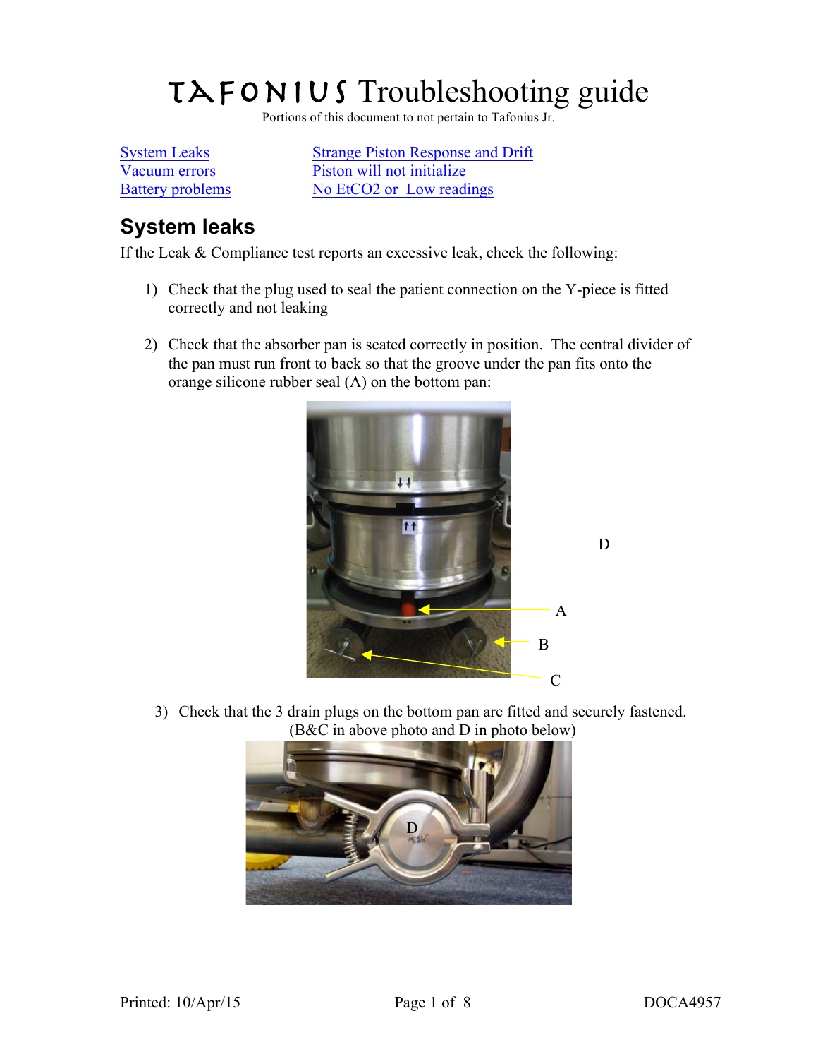# TAFONIUS Troubleshooting guide

Portions of this document to not pertain to Tafonius Jr.

| | |
|---|---|
| System Leaks | Strange Piston Response and Drift |
| Vacuum errors | Piston will not initialize |
| Battery problems | No EtCO2 or  Low readings |

## System leaks

If the Leak & Compliance test reports an excessive leak, check the following:

1) Check that the plug used to seal the patient connection on the Y-piece is fitted correctly and not leaking

2) Check that the absorber pan is seated correctly in position.  The central divider of the pan must run front to back so that the groove under the pan fits onto the orange silicone rubber seal (A) on the bottom pan:

3) Check that the 3 drain plugs on the bottom pan are fitted and securely fastened. (B&C in above photo and D in photo below)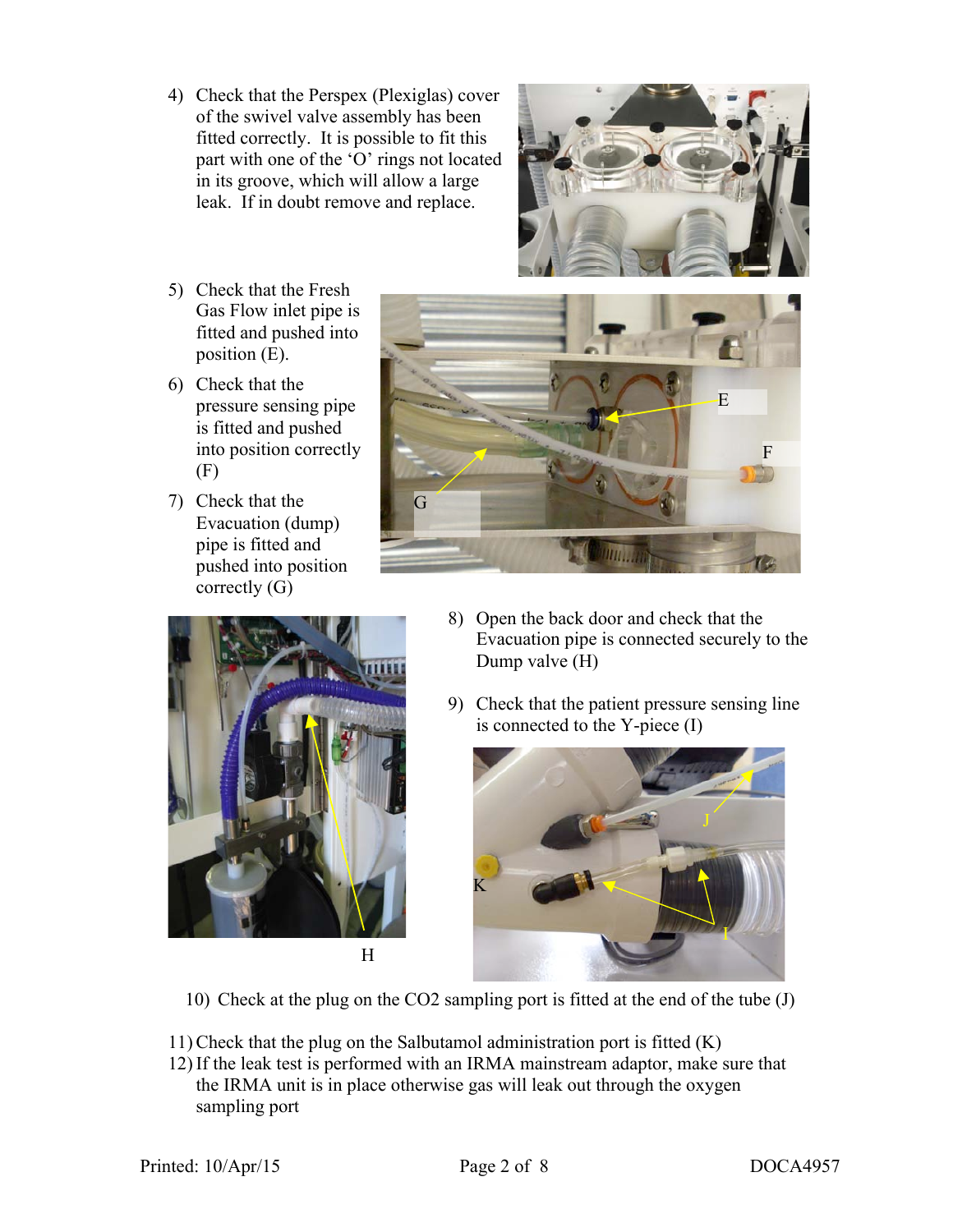4) Check that the Perspex (Plexiglas) cover of the swivel valve assembly has been fitted correctly. It is possible to fit this part with one of the 'O' rings not located in its groove, which will allow a large leak. If in doubt remove and replace.

5) Check that the Fresh Gas Flow inlet pipe is fitted and pushed into position (E).

6) Check that the pressure sensing pipe is fitted and pushed into position correctly (F)

7) Check that the Evacuation (dump) pipe is fitted and pushed into position correctly (G)

8) Open the back door and check that the Evacuation pipe is connected securely to the Dump valve (H)

9) Check that the patient pressure sensing line is connected to the Y-piece (I)

10) Check at the plug on the CO2 sampling port is fitted at the end of the tube (J)

11) Check that the plug on the Salbutamol administration port is fitted (K)

12) If the leak test is performed with an IRMA mainstream adaptor, make sure that the IRMA unit is in place otherwise gas will leak out through the oxygen sampling port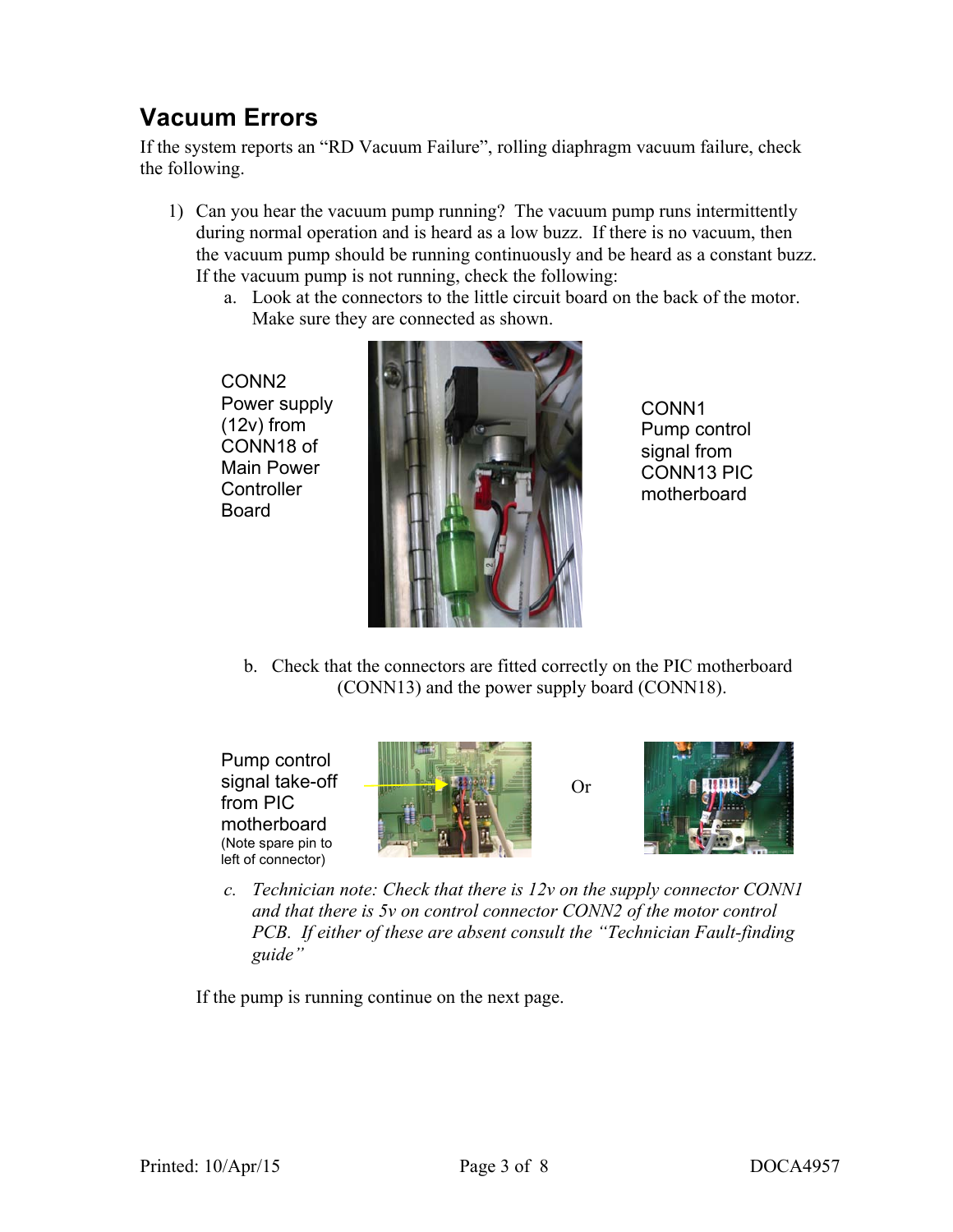## Vacuum Errors

If the system reports an "RD Vacuum Failure", rolling diaphragm vacuum failure, check the following.

1) Can you hear the vacuum pump running? The vacuum pump runs intermittently during normal operation and is heard as a low buzz. If there is no vacuum, then the vacuum pump should be running continuously and be heard as a constant buzz. If the vacuum pump is not running, check the following:
   a. Look at the connectors to the little circuit board on the back of the motor. Make sure they are connected as shown.

CONN2
Power supply (12v) from CONN18 of Main Power Controller Board

CONN1
Pump control signal from CONN13 PIC motherboard

   b. Check that the connectors are fitted correctly on the PIC motherboard (CONN13) and the power supply board (CONN18).

Pump control signal take-off from PIC motherboard
(Note spare pin to left of connector)

Or

   c. *Technician note: Check that there is 12v on the supply connector CONN1 and that there is 5v on control connector CONN2 of the motor control PCB. If either of these are absent consult the "Technician Fault-finding guide"*

If the pump is running continue on the next page.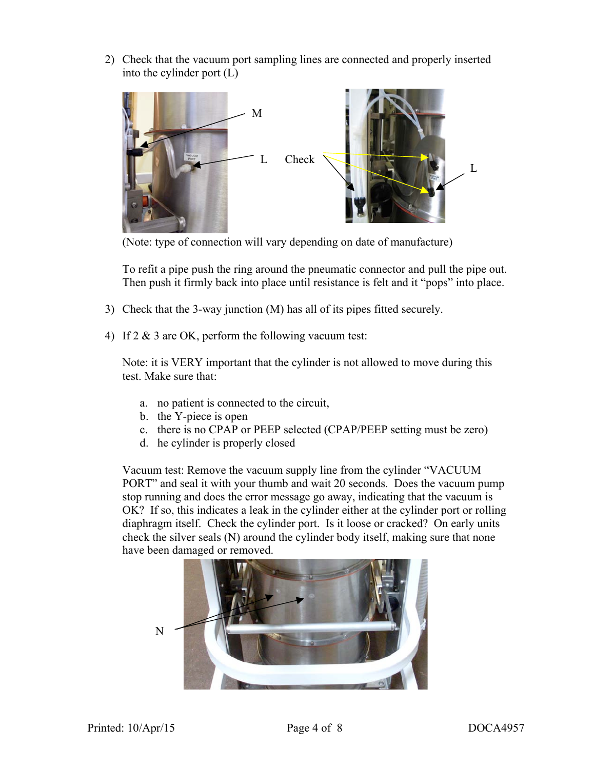2) Check that the vacuum port sampling lines are connected and properly inserted into the cylinder port (L)

(Note: type of connection will vary depending on date of manufacture)

To refit a pipe push the ring around the pneumatic connector and pull the pipe out. Then push it firmly back into place until resistance is felt and it "pops" into place.

3) Check that the 3-way junction (M) has all of its pipes fitted securely.

4) If 2 & 3 are OK, perform the following vacuum test:

   Note: it is VERY important that the cylinder is not allowed to move during this test. Make sure that:

   a. no patient is connected to the circuit,
   b. the Y-piece is open
   c. there is no CPAP or PEEP selected (CPAP/PEEP setting must be zero)
   d. he cylinder is properly closed

   Vacuum test: Remove the vacuum supply line from the cylinder "VACUUM PORT" and seal it with your thumb and wait 20 seconds. Does the vacuum pump stop running and does the error message go away, indicating that the vacuum is OK? If so, this indicates a leak in the cylinder either at the cylinder port or rolling diaphragm itself. Check the cylinder port. Is it loose or cracked? On early units check the silver seals (N) around the cylinder body itself, making sure that none have been damaged or removed.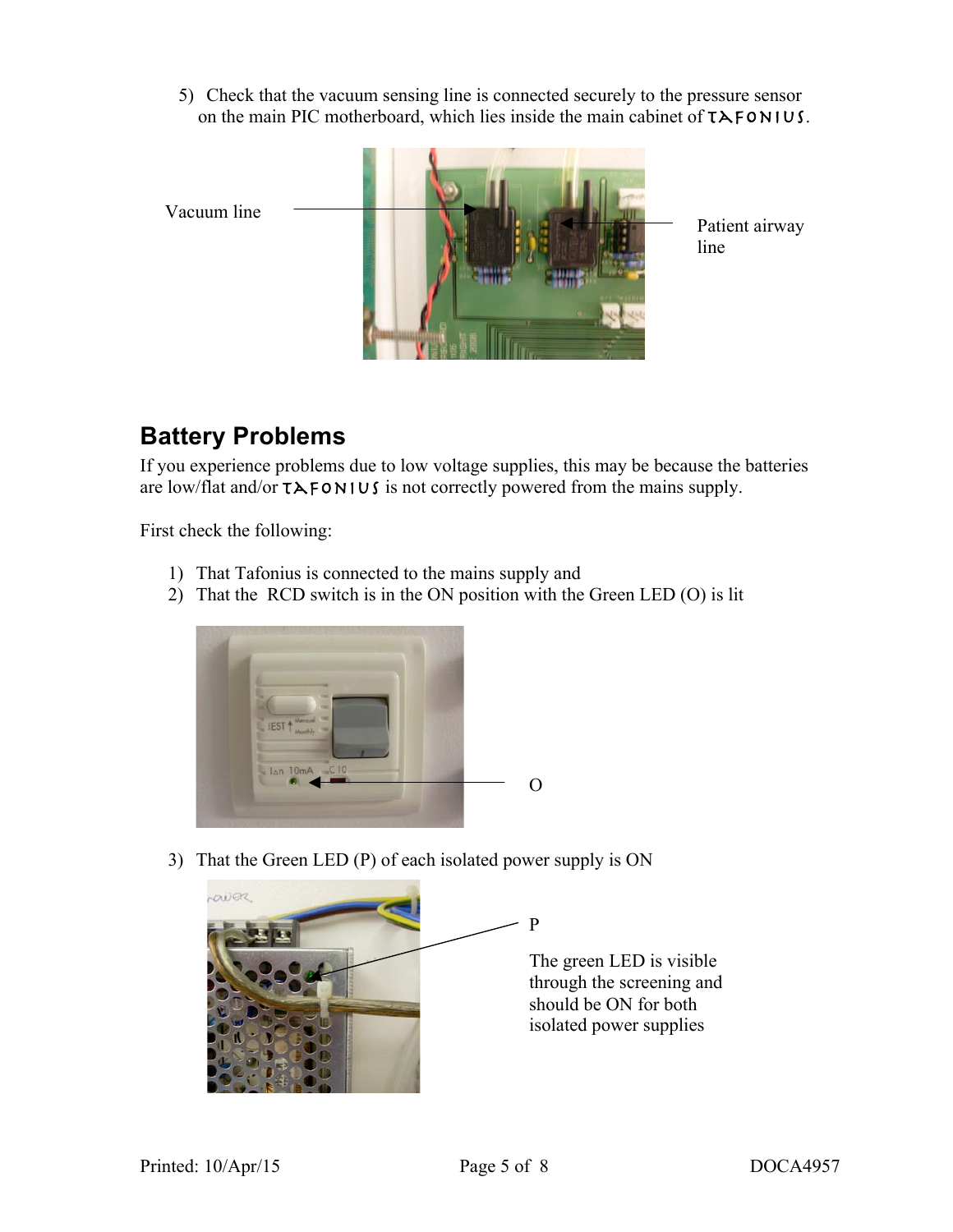5) Check that the vacuum sensing line is connected securely to the pressure sensor on the main PIC motherboard, which lies inside the main cabinet of TAFONIUS.

Vacuum line

Patient airway line

## Battery Problems

If you experience problems due to low voltage supplies, this may be because the batteries are low/flat and/or TAFONIUS is not correctly powered from the mains supply.

First check the following:

1) That Tafonius is connected to the mains supply and
2) That the RCD switch is in the ON position with the Green LED (O) is lit

O

3) That the Green LED (P) of each isolated power supply is ON

P

The green LED is visible through the screening and should be ON for both isolated power supplies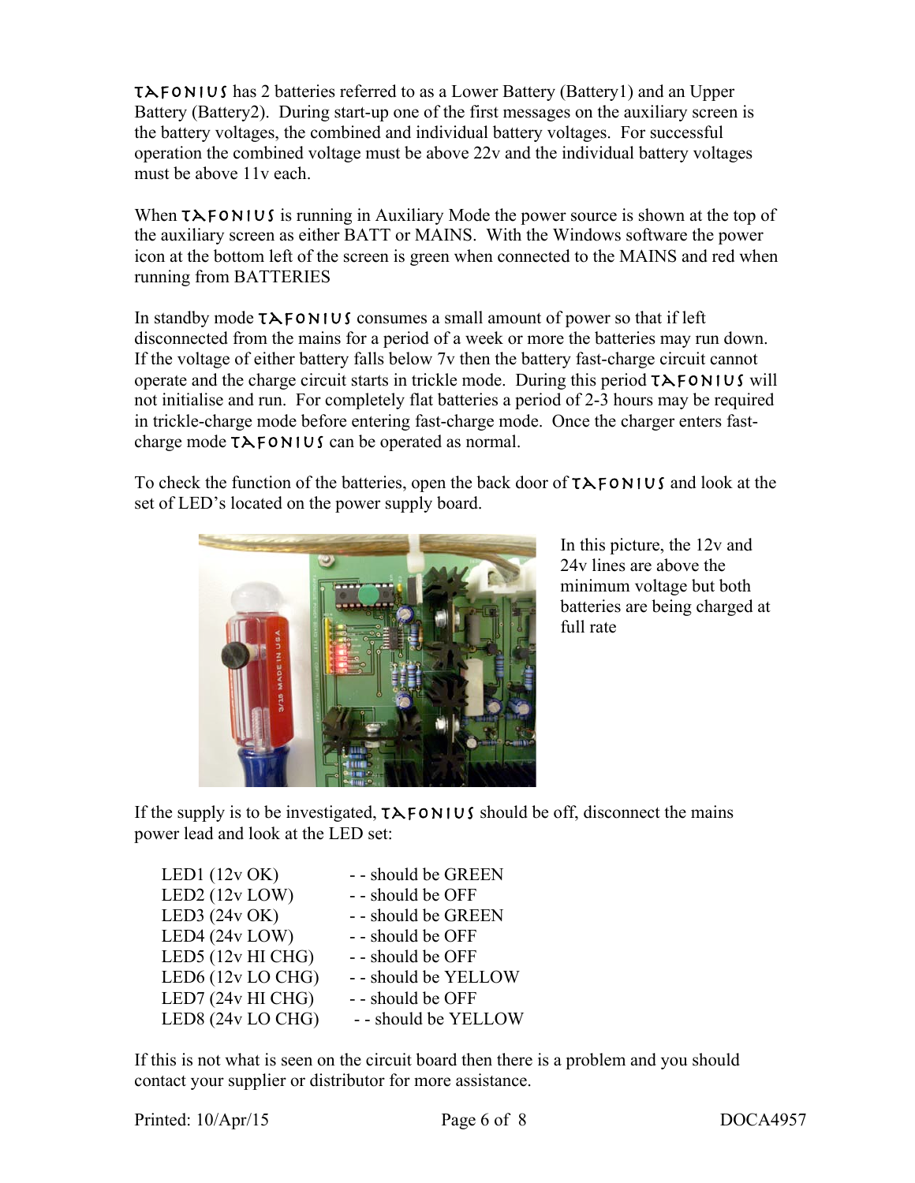TAFONIUS has 2 batteries referred to as a Lower Battery (Battery1) and an Upper Battery (Battery2). During start-up one of the first messages on the auxiliary screen is the battery voltages, the combined and individual battery voltages. For successful operation the combined voltage must be above 22v and the individual battery voltages must be above 11v each.

When TAFONIUS is running in Auxiliary Mode the power source is shown at the top of the auxiliary screen as either BATT or MAINS. With the Windows software the power icon at the bottom left of the screen is green when connected to the MAINS and red when running from BATTERIES

In standby mode TAFONIUS consumes a small amount of power so that if left disconnected from the mains for a period of a week or more the batteries may run down. If the voltage of either battery falls below 7v then the battery fast-charge circuit cannot operate and the charge circuit starts in trickle mode. During this period TAFONIUS will not initialise and run. For completely flat batteries a period of 2-3 hours may be required in trickle-charge mode before entering fast-charge mode. Once the charger enters fast-charge mode TAFONIUS can be operated as normal.

To check the function of the batteries, open the back door of TAFONIUS and look at the set of LED's located on the power supply board.

In this picture, the 12v and 24v lines are above the minimum voltage but both batteries are being charged at full rate

If the supply is to be investigated, TAFONIUS should be off, disconnect the mains power lead and look at the LED set:

| | |
|---|---|
| LED1 (12v OK) | - - should be GREEN |
| LED2 (12v LOW) | - - should be OFF |
| LED3 (24v OK) | - - should be GREEN |
| LED4 (24v LOW) | - - should be OFF |
| LED5 (12v HI CHG) | - - should be OFF |
| LED6 (12v LO CHG) | - - should be YELLOW |
| LED7 (24v HI CHG) | - - should be OFF |
| LED8 (24v LO CHG) | - - should be YELLOW |

If this is not what is seen on the circuit board then there is a problem and you should contact your supplier or distributor for more assistance.

Printed: 10/Apr/15 DOCA4957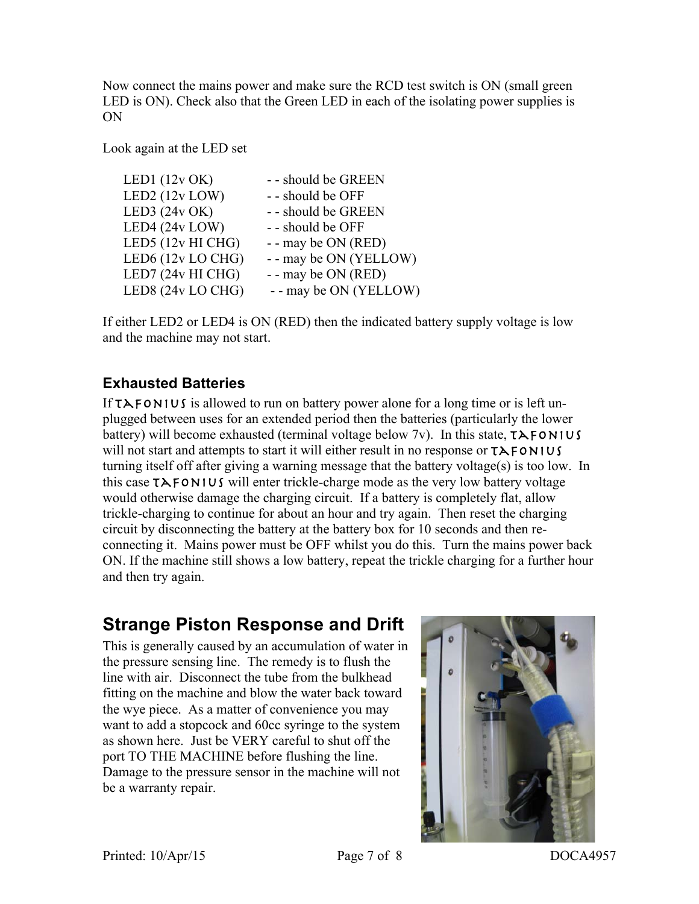Now connect the mains power and make sure the RCD test switch is ON (small green LED is ON). Check also that the Green LED in each of the isolating power supplies is ON

Look again at the LED set

| | |
|---|---|
| LED1 (12v OK) | - - should be GREEN |
| LED2 (12v LOW) | - - should be OFF |
| LED3 (24v OK) | - - should be GREEN |
| LED4 (24v LOW) | - - should be OFF |
| LED5 (12v HI CHG) | - - may be ON (RED) |
| LED6 (12v LO CHG) | - - may be ON (YELLOW) |
| LED7 (24v HI CHG) | - - may be ON (RED) |
| LED8 (24v LO CHG) | - - may be ON (YELLOW) |

If either LED2 or LED4 is ON (RED) then the indicated battery supply voltage is low and the machine may not start.

### Exhausted Batteries

If TAFONIUS is allowed to run on battery power alone for a long time or is left un-plugged between uses for an extended period then the batteries (particularly the lower battery) will become exhausted (terminal voltage below 7v). In this state, TAFONIUS will not start and attempts to start it will either result in no response or TAFONIUS turning itself off after giving a warning message that the battery voltage(s) is too low. In this case TAFONIUS will enter trickle-charge mode as the very low battery voltage would otherwise damage the charging circuit. If a battery is completely flat, allow trickle-charging to continue for about an hour and try again. Then reset the charging circuit by disconnecting the battery at the battery box for 10 seconds and then re-connecting it. Mains power must be OFF whilst you do this. Turn the mains power back ON. If the machine still shows a low battery, repeat the trickle charging for a further hour and then try again.

## Strange Piston Response and Drift

This is generally caused by an accumulation of water in the pressure sensing line. The remedy is to flush the line with air. Disconnect the tube from the bulkhead fitting on the machine and blow the water back toward the wye piece. As a matter of convenience you may want to add a stopcock and 60cc syringe to the system as shown here. Just be VERY careful to shut off the port TO THE MACHINE before flushing the line. Damage to the pressure sensor in the machine will not be a warranty repair.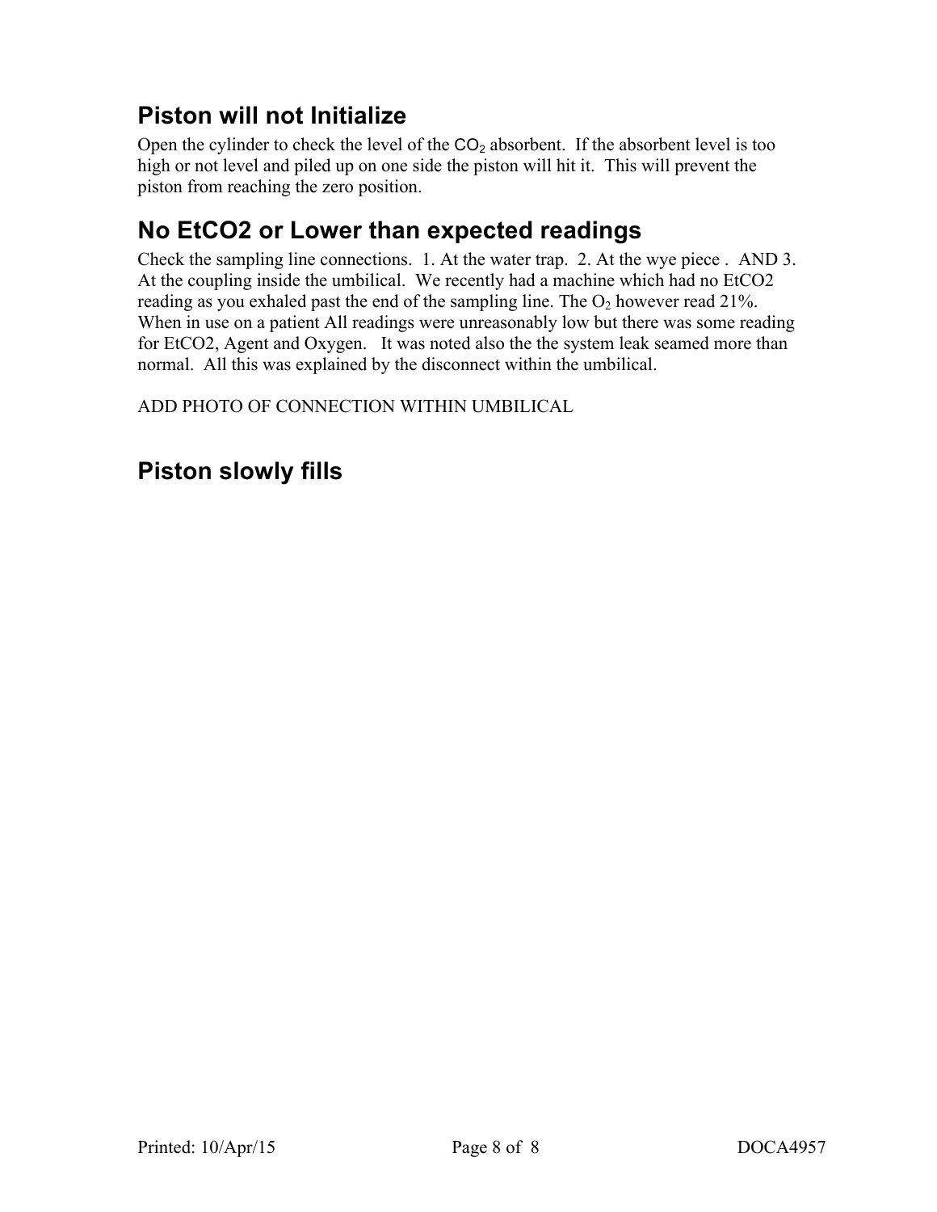## Piston will not Initialize

Open the cylinder to check the level of the $CO_2$ absorbent. If the absorbent level is too high or not level and piled up on one side the piston will hit it. This will prevent the piston from reaching the zero position.

## No EtCO2 or Lower than expected readings

Check the sampling line connections. 1. At the water trap. 2. At the wye piece . AND 3. At the coupling inside the umbilical. We recently had a machine which had no EtCO2 reading as you exhaled past the end of the sampling line. The $O_2$ however read 21%. When in use on a patient All readings were unreasonably low but there was some reading for EtCO2, Agent and Oxygen. It was noted also the the system leak seamed more than normal. All this was explained by the disconnect within the umbilical.

ADD PHOTO OF CONNECTION WITHIN UMBILICAL

## Piston slowly fills